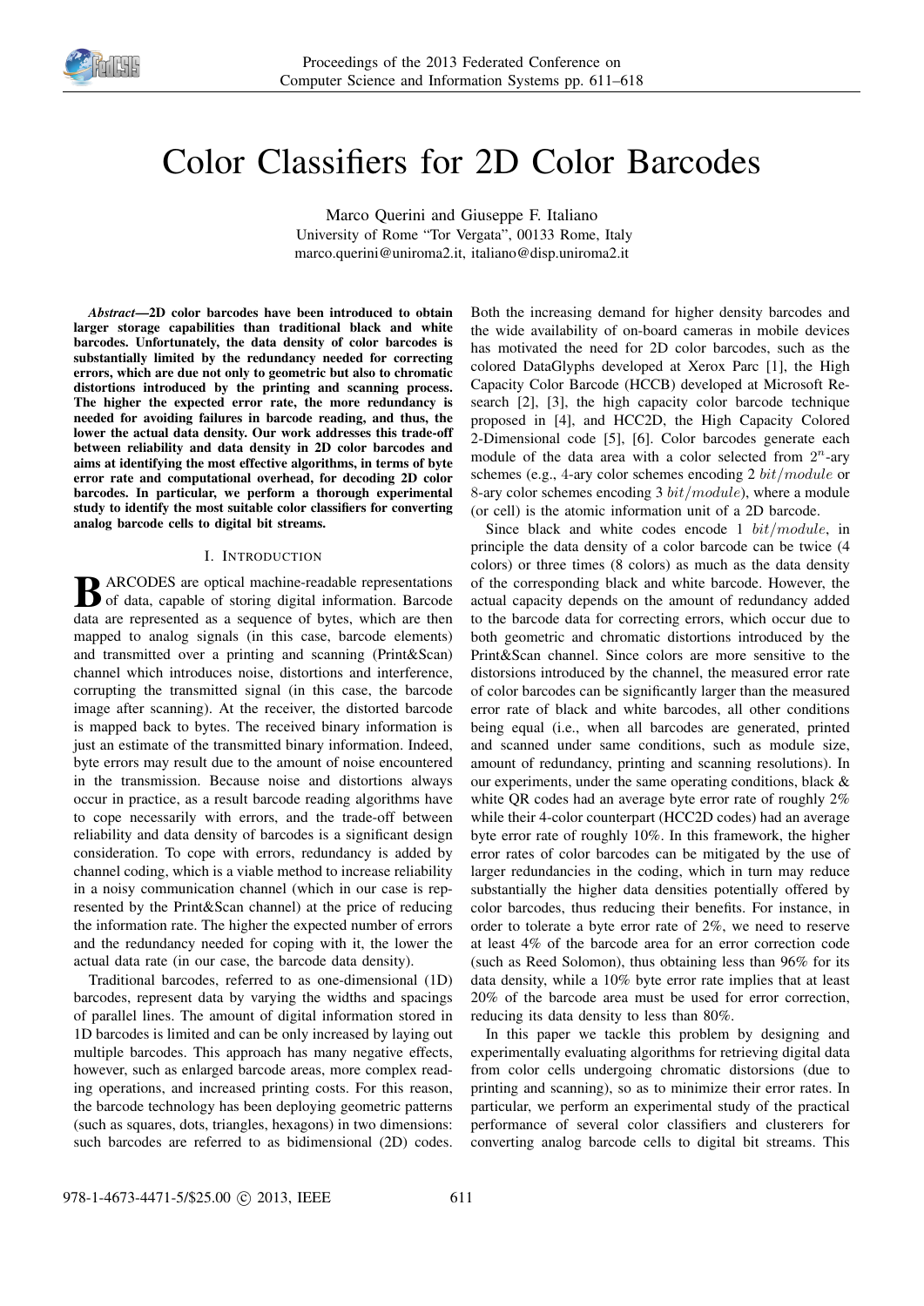# Color Classifiers for 2D Color Barcodes

Marco Querini and Giuseppe F. Italiano
University of Rome "Tor Vergata", 00133 Rome, Italy
marco.querini@uniroma2.it, italiano@disp.uniroma2.it

***Abstract*—2D color barcodes have been introduced to obtain larger storage capabilities than traditional black and white barcodes. Unfortunately, the data density of color barcodes is substantially limited by the redundancy needed for correcting errors, which are due not only to geometric but also to chromatic distortions introduced by the printing and scanning process. The higher the expected error rate, the more redundancy is needed for avoiding failures in barcode reading, and thus, the lower the actual data density. Our work addresses this trade-off between reliability and data density in 2D color barcodes and aims at identifying the most effective algorithms, in terms of byte error rate and computational overhead, for decoding 2D color barcodes. In particular, we perform a thorough experimental study to identify the most suitable color classifiers for converting analog barcode cells to digital bit streams.**

## I. Introduction

Barcodes are optical machine-readable representations of data, capable of storing digital information. Barcode data are represented as a sequence of bytes, which are then mapped to analog signals (in this case, barcode elements) and transmitted over a printing and scanning (Print&Scan) channel which introduces noise, distortions and interference, corrupting the transmitted signal (in this case, the barcode image after scanning). At the receiver, the distorted barcode is mapped back to bytes. The received binary information is just an estimate of the transmitted binary information. Indeed, byte errors may result due to the amount of noise encountered in the transmission. Because noise and distortions always occur in practice, as a result barcode reading algorithms have to cope necessarily with errors, and the trade-off between reliability and data density of barcodes is a significant design consideration. To cope with errors, redundancy is added by channel coding, which is a viable method to increase reliability in a noisy communication channel (which in our case is represented by the Print&Scan channel) at the price of reducing the information rate. The higher the expected number of errors and the redundancy needed for coping with it, the lower the actual data rate (in our case, the barcode data density).

Traditional barcodes, referred to as one-dimensional (1D) barcodes, represent data by varying the widths and spacings of parallel lines. The amount of digital information stored in 1D barcodes is limited and can be only increased by laying out multiple barcodes. This approach has many negative effects, however, such as enlarged barcode areas, more complex reading operations, and increased printing costs. For this reason, the barcode technology has been deploying geometric patterns (such as squares, dots, triangles, hexagons) in two dimensions: such barcodes are referred to as bidimensional (2D) codes. Both the increasing demand for higher density barcodes and the wide availability of on-board cameras in mobile devices has motivated the need for 2D color barcodes, such as the colored DataGlyphs developed at Xerox Parc [1], the High Capacity Color Barcode (HCCB) developed at Microsoft Research [2], [3], the high capacity color barcode technique proposed in [4], and HCC2D, the High Capacity Colored 2-Dimensional code [5], [6]. Color barcodes generate each module of the data area with a color selected from $2^n$-ary schemes (e.g., 4-ary color schemes encoding 2 $bit/module$ or 8-ary color schemes encoding 3 $bit/module$), where a module (or cell) is the atomic information unit of a 2D barcode.

Since black and white codes encode 1 $bit/module$, in principle the data density of a color barcode can be twice (4 colors) or three times (8 colors) as much as the data density of the corresponding black and white barcode. However, the actual capacity depends on the amount of redundancy added to the barcode data for correcting errors, which occur due to both geometric and chromatic distortions introduced by the Print&Scan channel. Since colors are more sensitive to the distorsions introduced by the channel, the measured error rate of color barcodes can be significantly larger than the measured error rate of black and white barcodes, all other conditions being equal (i.e., when all barcodes are generated, printed and scanned under same conditions, such as module size, amount of redundancy, printing and scanning resolutions). In our experiments, under the same operating conditions, black & white QR codes had an average byte error rate of roughly 2% while their 4-color counterpart (HCC2D codes) had an average byte error rate of roughly 10%. In this framework, the higher error rates of color barcodes can be mitigated by the use of larger redundancies in the coding, which in turn may reduce substantially the higher data densities potentially offered by color barcodes, thus reducing their benefits. For instance, in order to tolerate a byte error rate of 2%, we need to reserve at least 4% of the barcode area for an error correction code (such as Reed Solomon), thus obtaining less than 96% for its data density, while a 10% byte error rate implies that at least 20% of the barcode area must be used for error correction, reducing its data density to less than 80%.

In this paper we tackle this problem by designing and experimentally evaluating algorithms for retrieving digital data from color cells undergoing chromatic distorsions (due to printing and scanning), so as to minimize their error rates. In particular, we perform an experimental study of the practical performance of several color classifiers and clusterers for converting analog barcode cells to digital bit streams. This

978-1-4673-4471-5/$25.00 © 2013, IEEE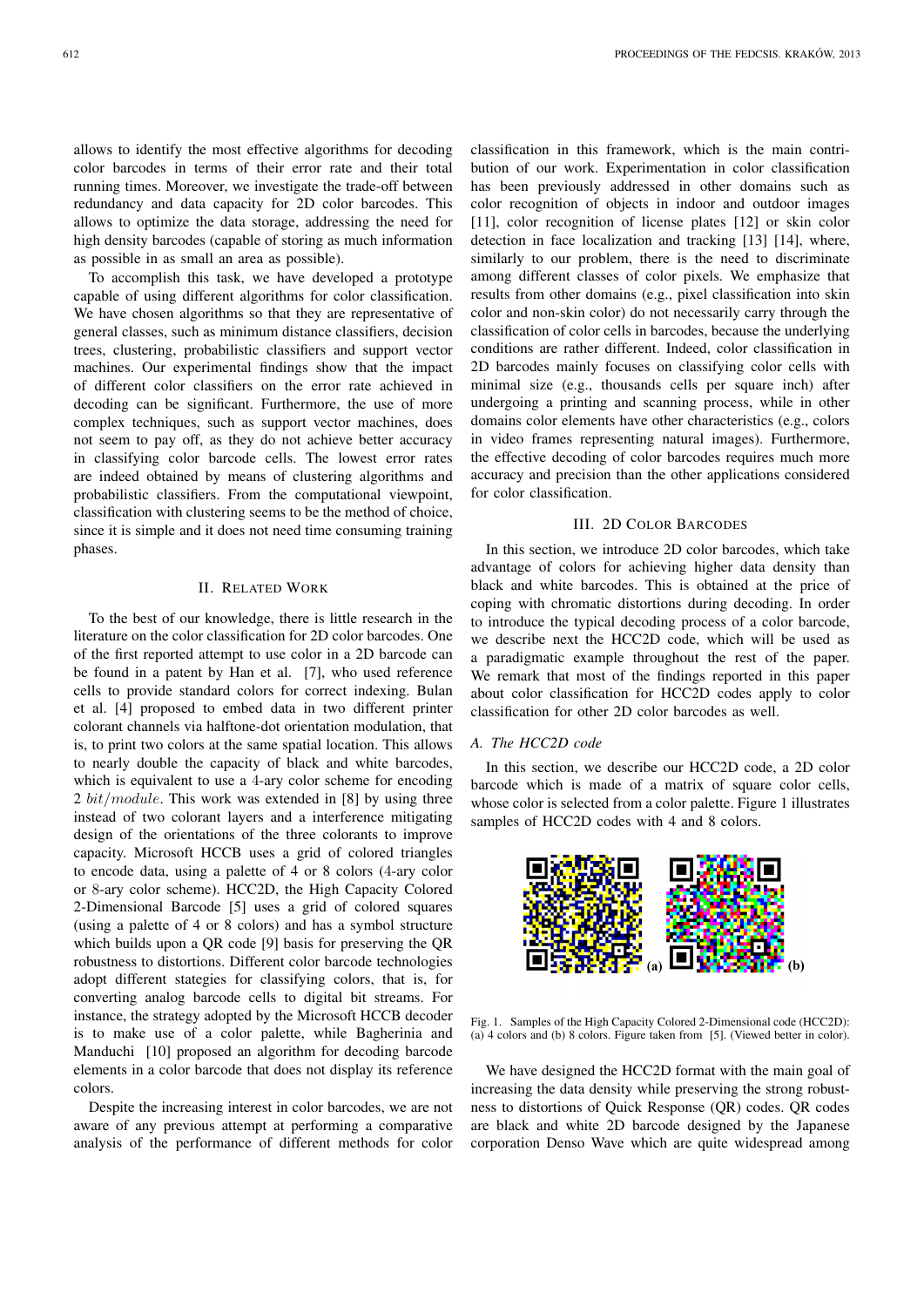allows to identify the most effective algorithms for decoding color barcodes in terms of their error rate and their total running times. Moreover, we investigate the trade-off between redundancy and data capacity for 2D color barcodes. This allows to optimize the data storage, addressing the need for high density barcodes (capable of storing as much information as possible in as small an area as possible).

To accomplish this task, we have developed a prototype capable of using different algorithms for color classification. We have chosen algorithms so that they are representative of general classes, such as minimum distance classifiers, decision trees, clustering, probabilistic classifiers and support vector machines. Our experimental findings show that the impact of different color classifiers on the error rate achieved in decoding can be significant. Furthermore, the use of more complex techniques, such as support vector machines, does not seem to pay off, as they do not achieve better accuracy in classifying color barcode cells. The lowest error rates are indeed obtained by means of clustering algorithms and probabilistic classifiers. From the computational viewpoint, classification with clustering seems to be the method of choice, since it is simple and it does not need time consuming training phases.

## II. Related Work

To the best of our knowledge, there is little research in the literature on the color classification for 2D color barcodes. One of the first reported attempt to use color in a 2D barcode can be found in a patent by Han et al. [7], who used reference cells to provide standard colors for correct indexing. Bulan et al. [4] proposed to embed data in two different printer colorant channels via halftone-dot orientation modulation, that is, to print two colors at the same spatial location. This allows to nearly double the capacity of black and white barcodes, which is equivalent to use a 4-ary color scheme for encoding 2 $bit/module$. This work was extended in [8] by using three instead of two colorant layers and a interference mitigating design of the orientations of the three colorants to improve capacity. Microsoft HCCB uses a grid of colored triangles to encode data, using a palette of 4 or 8 colors (4-ary color or 8-ary color scheme). HCC2D, the High Capacity Colored 2-Dimensional Barcode [5] uses a grid of colored squares (using a palette of 4 or 8 colors) and has a symbol structure which builds upon a QR code [9] basis for preserving the QR robustness to distortions. Different color barcode technologies adopt different stategies for classifying colors, that is, for converting analog barcode cells to digital bit streams. For instance, the strategy adopted by the Microsoft HCCB decoder is to make use of a color palette, while Bagherinia and Manduchi [10] proposed an algorithm for decoding barcode elements in a color barcode that does not display its reference colors.

Despite the increasing interest in color barcodes, we are not aware of any previous attempt at performing a comparative analysis of the performance of different methods for color classification in this framework, which is the main contribution of our work. Experimentation in color classification has been previously addressed in other domains such as color recognition of objects in indoor and outdoor images [11], color recognition of license plates [12] or skin color detection in face localization and tracking [13] [14], where, similarly to our problem, there is the need to discriminate among different classes of color pixels. We emphasize that results from other domains (e.g., pixel classification into skin color and non-skin color) do not necessarily carry through the classification of color cells in barcodes, because the underlying conditions are rather different. Indeed, color classification in 2D barcodes mainly focuses on classifying color cells with minimal size (e.g., thousands cells per square inch) after undergoing a printing and scanning process, while in other domains color elements have other characteristics (e.g., colors in video frames representing natural images). Furthermore, the effective decoding of color barcodes requires much more accuracy and precision than the other applications considered for color classification.

## III. 2D Color Barcodes

In this section, we introduce 2D color barcodes, which take advantage of colors for achieving higher data density than black and white barcodes. This is obtained at the price of coping with chromatic distortions during decoding. In order to introduce the typical decoding process of a color barcode, we describe next the HCC2D code, which will be used as a paradigmatic example throughout the rest of the paper. We remark that most of the findings reported in this paper about color classification for HCC2D codes apply to color classification for other 2D color barcodes as well.

### A. The HCC2D code

In this section, we describe our HCC2D code, a 2D color barcode which is made of a matrix of square color cells, whose color is selected from a color palette. Figure 1 illustrates samples of HCC2D codes with 4 and 8 colors.

Fig. 1. Samples of the High Capacity Colored 2-Dimensional code (HCC2D): (a) 4 colors and (b) 8 colors. Figure taken from [5]. (Viewed better in color).

We have designed the HCC2D format with the main goal of increasing the data density while preserving the strong robustness to distortions of Quick Response (QR) codes. QR codes are black and white 2D barcode designed by the Japanese corporation Denso Wave which are quite widespread among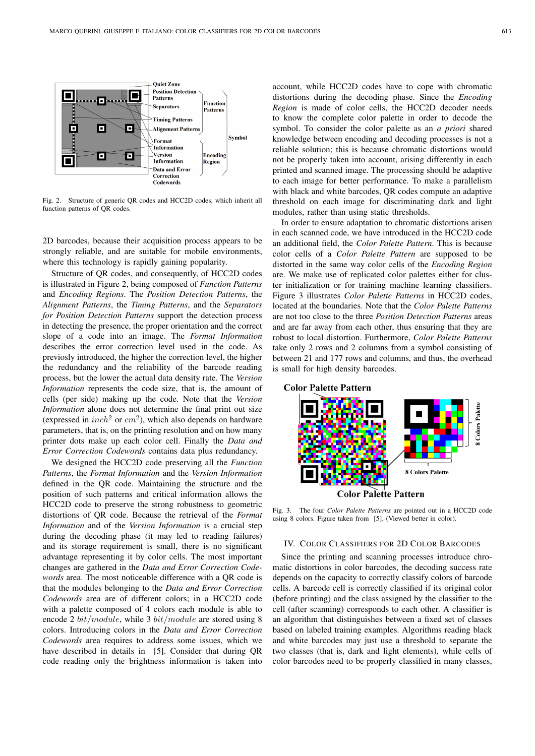Fig. 2. Structure of generic QR codes and HCC2D codes, which inherit all function patterns of QR codes.

2D barcodes, because their acquisition process appears to be strongly reliable, and are suitable for mobile environments, where this technology is rapidly gaining popularity.

Structure of QR codes, and consequently, of HCC2D codes is illustrated in Figure 2, being composed of *Function Patterns* and *Encoding Regions*. The *Position Detection Patterns*, the *Alignment Patterns*, the *Timing Patterns*, and the *Separators for Position Detection Patterns* support the detection process in detecting the presence, the proper orientation and the correct slope of a code into an image. The *Format Information* describes the error correction level used in the code. As previosly introduced, the higher the correction level, the higher the redundancy and the reliability of the barcode reading process, but the lower the actual data density rate. The *Version Information* represents the code size, that is, the amount of cells (per side) making up the code. Note that the *Version Information* alone does not determine the final print out size (expressed in $inch^2$ or $cm^2$), which also depends on hardware parameters, that is, on the printing resolution and on how many printer dots make up each color cell. Finally the *Data and Error Correction Codewords* contains data plus redundancy.

We designed the HCC2D code preserving all the *Function Patterns*, the *Format Information* and the *Version Information* defined in the QR code. Maintaining the structure and the position of such patterns and critical information allows the HCC2D code to preserve the strong robustness to geometric distortions of QR code. Because the retrieval of the *Format Information* and of the *Version Information* is a crucial step during the decoding phase (it may led to reading failures) and its storage requirement is small, there is no significant advantage representing it by color cells. The most important changes are gathered in the *Data and Error Correction Codewords* area. The most noticeable difference with a QR code is that the modules belonging to the *Data and Error Correction Codewords* area are of different colors; in a HCC2D code with a palette composed of 4 colors each module is able to encode 2 $bit/module$, while 3 $bit/module$ are stored using 8 colors. Introducing colors in the *Data and Error Correction Codewords* area requires to address some issues, which we have described in details in [5]. Consider that during QR code reading only the brightness information is taken into account, while HCC2D codes have to cope with chromatic distortions during the decoding phase. Since the *Encoding Region* is made of color cells, the HCC2D decoder needs to know the complete color palette in order to decode the symbol. To consider the color palette as an *a priori* shared knowledge between encoding and decoding processes is not a reliable solution; this is because chromatic distortions would not be properly taken into account, arising differently in each printed and scanned image. The processing should be adaptive to each image for better performance. To make a parallelism with black and white barcodes, QR codes compute an adaptive threshold on each image for discriminating dark and light modules, rather than using static thresholds.

In order to ensure adaptation to chromatic distortions arisen in each scanned code, we have introduced in the HCC2D code an additional field, the *Color Palette Pattern*. This is because color cells of a *Color Palette Pattern* are supposed to be distorted in the same way color cells of the *Encoding Region* are. We make use of replicated color palettes either for cluster initialization or for training machine learning classifiers. Figure 3 illustrates *Color Palette Patterns* in HCC2D codes, located at the boundaries. Note that the *Color Palette Patterns* are not too close to the three *Position Detection Patterns* areas and are far away from each other, thus ensuring that they are robust to local distortion. Furthermore, *Color Palette Patterns* take only 2 rows and 2 columns from a symbol consisting of between 21 and 177 rows and columns, and thus, the overhead is small for high density barcodes.

Fig. 3. The four *Color Palette Patterns* are pointed out in a HCC2D code using 8 colors. Figure taken from [5]. (Viewed better in color).

## IV. Color Classifiers for 2D Color Barcodes

Since the printing and scanning processes introduce chromatic distortions in color barcodes, the decoding success rate depends on the capacity to correctly classify colors of barcode cells. A barcode cell is correctly classified if its original color (before printing) and the class assigned by the classifier to the cell (after scanning) corresponds to each other. A classifier is an algorithm that distinguishes between a fixed set of classes based on labeled training examples. Algorithms reading black and white barcodes may just use a threshold to separate the two classes (that is, dark and light elements), while cells of color barcodes need to be properly classified in many classes,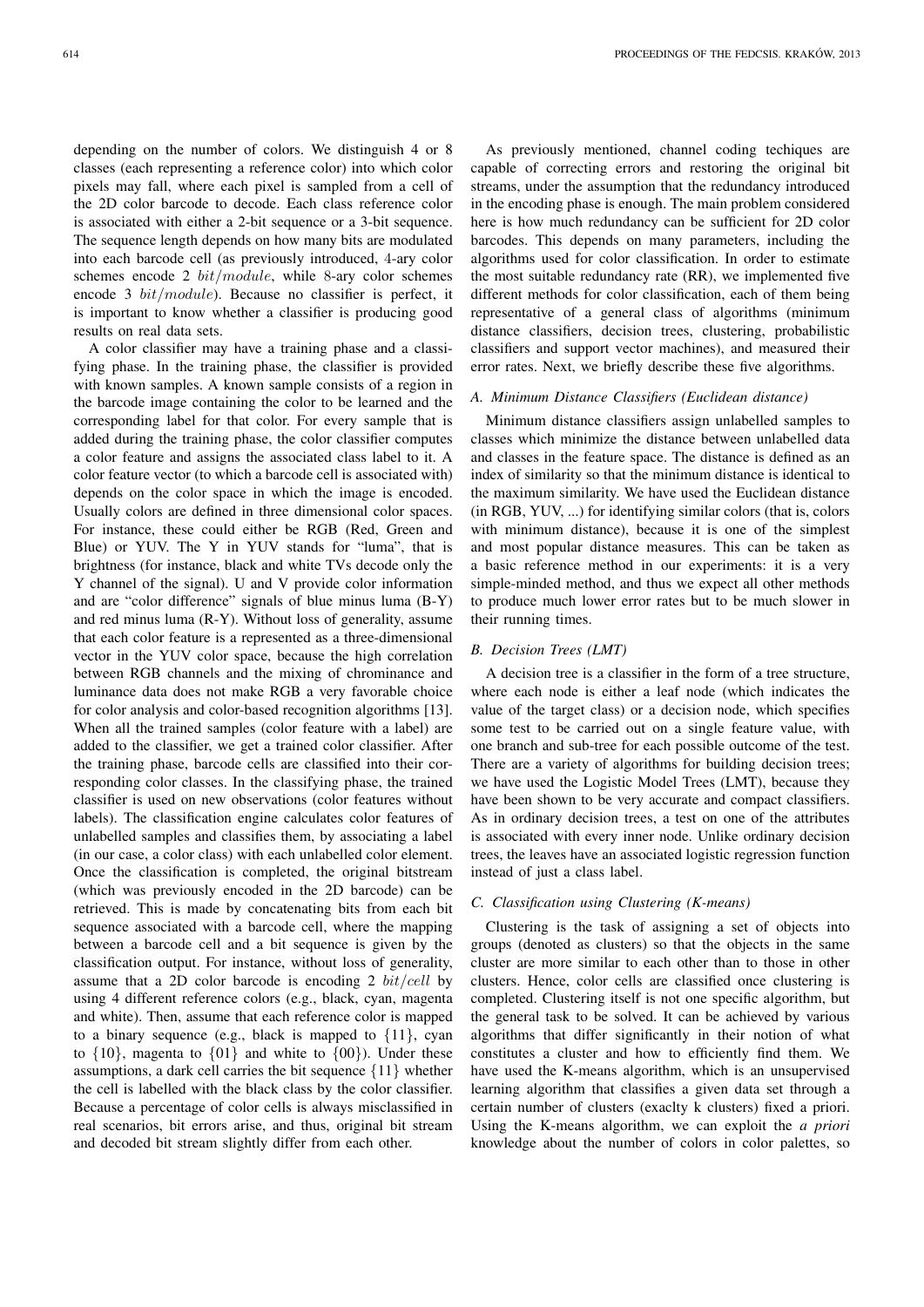depending on the number of colors. We distinguish 4 or 8 classes (each representing a reference color) into which color pixels may fall, where each pixel is sampled from a cell of the 2D color barcode to decode. Each class reference color is associated with either a 2-bit sequence or a 3-bit sequence. The sequence length depends on how many bits are modulated into each barcode cell (as previously introduced, 4-ary color schemes encode 2 $bit/module$, while 8-ary color schemes encode 3 $bit/module$). Because no classifier is perfect, it is important to know whether a classifier is producing good results on real data sets.

A color classifier may have a training phase and a classifying phase. In the training phase, the classifier is provided with known samples. A known sample consists of a region in the barcode image containing the color to be learned and the corresponding label for that color. For every sample that is added during the training phase, the color classifier computes a color feature and assigns the associated class label to it. A color feature vector (to which a barcode cell is associated with) depends on the color space in which the image is encoded. Usually colors are defined in three dimensional color spaces. For instance, these could either be RGB (Red, Green and Blue) or YUV. The Y in YUV stands for "luma", that is brightness (for instance, black and white TVs decode only the Y channel of the signal). U and V provide color information and are "color difference" signals of blue minus luma (B-Y) and red minus luma (R-Y). Without loss of generality, assume that each color feature is a represented as a three-dimensional vector in the YUV color space, because the high correlation between RGB channels and the mixing of chrominance and luminance data does not make RGB a very favorable choice for color analysis and color-based recognition algorithms [13]. When all the trained samples (color feature with a label) are added to the classifier, we get a trained color classifier. After the training phase, barcode cells are classified into their corresponding color classes. In the classifying phase, the trained classifier is used on new observations (color features without labels). The classification engine calculates color features of unlabelled samples and classifies them, by associating a label (in our case, a color class) with each unlabelled color element. Once the classification is completed, the original bitstream (which was previously encoded in the 2D barcode) can be retrieved. This is made by concatenating bits from each bit sequence associated with a barcode cell, where the mapping between a barcode cell and a bit sequence is given by the classification output. For instance, without loss of generality, assume that a 2D color barcode is encoding 2 $bit/cell$ by using 4 different reference colors (e.g., black, cyan, magenta and white). Then, assume that each reference color is mapped to a binary sequence (e.g., black is mapped to $\{11\}$, cyan to $\{10\}$, magenta to $\{01\}$ and white to $\{00\}$). Under these assumptions, a dark cell carries the bit sequence $\{11\}$ whether the cell is labelled with the black class by the color classifier. Because a percentage of color cells is always misclassified in real scenarios, bit errors arise, and thus, original bit stream and decoded bit stream slightly differ from each other.

As previously mentioned, channel coding techiques are capable of correcting errors and restoring the original bit streams, under the assumption that the redundancy introduced in the encoding phase is enough. The main problem considered here is how much redundancy can be sufficient for 2D color barcodes. This depends on many parameters, including the algorithms used for color classification. In order to estimate the most suitable redundancy rate (RR), we implemented five different methods for color classification, each of them being representative of a general class of algorithms (minimum distance classifiers, decision trees, clustering, probabilistic classifiers and support vector machines), and measured their error rates. Next, we briefly describe these five algorithms.

### A. Minimum Distance Classifiers (Euclidean distance)

Minimum distance classifiers assign unlabelled samples to classes which minimize the distance between unlabelled data and classes in the feature space. The distance is defined as an index of similarity so that the minimum distance is identical to the maximum similarity. We have used the Euclidean distance (in RGB, YUV, ...) for identifying similar colors (that is, colors with minimum distance), because it is one of the simplest and most popular distance measures. This can be taken as a basic reference method in our experiments: it is a very simple-minded method, and thus we expect all other methods to produce much lower error rates but to be much slower in their running times.

### B. Decision Trees (LMT)

A decision tree is a classifier in the form of a tree structure, where each node is either a leaf node (which indicates the value of the target class) or a decision node, which specifies some test to be carried out on a single feature value, with one branch and sub-tree for each possible outcome of the test. There are a variety of algorithms for building decision trees; we have used the Logistic Model Trees (LMT), because they have been shown to be very accurate and compact classifiers. As in ordinary decision trees, a test on one of the attributes is associated with every inner node. Unlike ordinary decision trees, the leaves have an associated logistic regression function instead of just a class label.

### C. Classification using Clustering (K-means)

Clustering is the task of assigning a set of objects into groups (denoted as clusters) so that the objects in the same cluster are more similar to each other than to those in other clusters. Hence, color cells are classified once clustering is completed. Clustering itself is not one specific algorithm, but the general task to be solved. It can be achieved by various algorithms that differ significantly in their notion of what constitutes a cluster and how to efficiently find them. We have used the K-means algorithm, which is an unsupervised learning algorithm that classifies a given data set through a certain number of clusters (exaclty k clusters) fixed a priori. Using the K-means algorithm, we can exploit the *a priori* knowledge about the number of colors in color palettes, so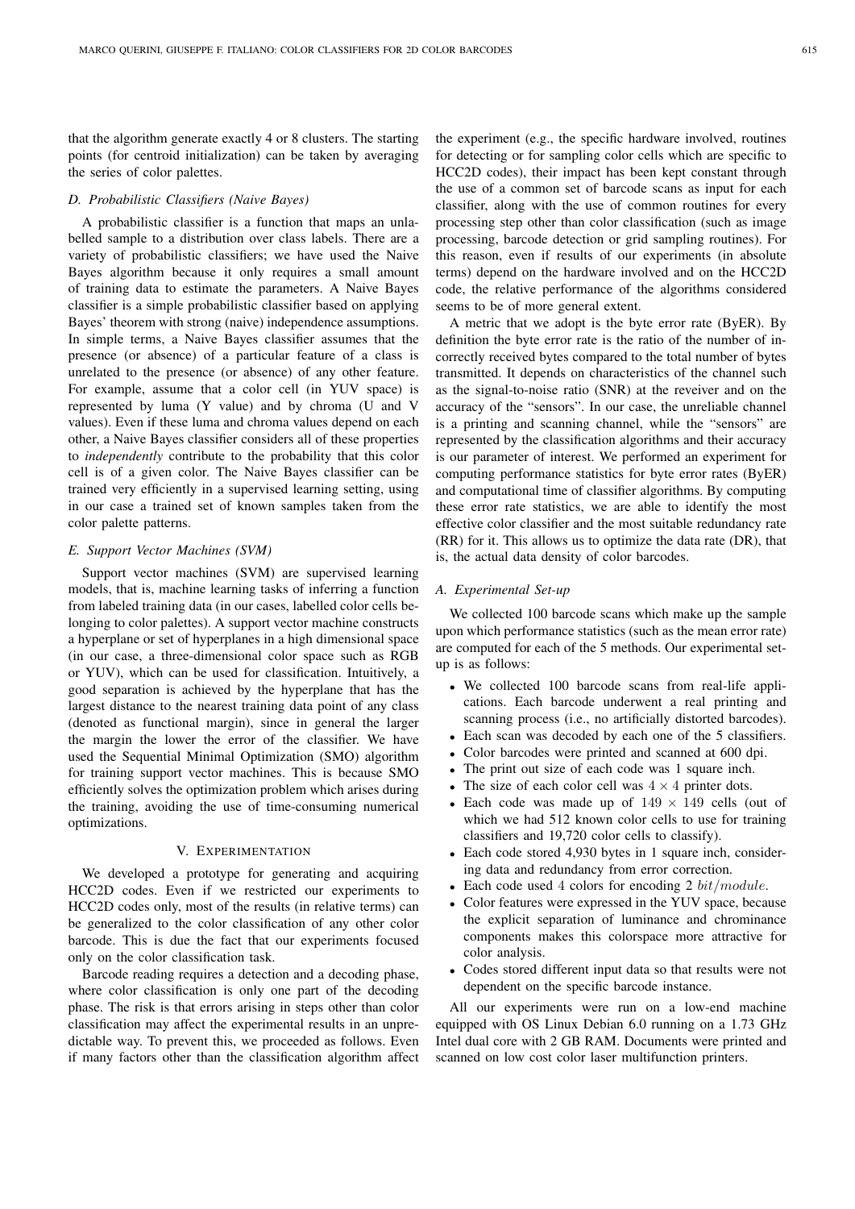that the algorithm generate exactly 4 or 8 clusters. The starting points (for centroid initialization) can be taken by averaging the series of color palettes.

### D. Probabilistic Classifiers (Naive Bayes)

A probabilistic classifier is a function that maps an unlabelled sample to a distribution over class labels. There are a variety of probabilistic classifiers; we have used the Naive Bayes algorithm because it only requires a small amount of training data to estimate the parameters. A Naive Bayes classifier is a simple probabilistic classifier based on applying Bayes' theorem with strong (naive) independence assumptions. In simple terms, a Naive Bayes classifier assumes that the presence (or absence) of a particular feature of a class is unrelated to the presence (or absence) of any other feature. For example, assume that a color cell (in YUV space) is represented by luma (Y value) and by chroma (U and V values). Even if these luma and chroma values depend on each other, a Naive Bayes classifier considers all of these properties to *independently* contribute to the probability that this color cell is of a given color. The Naive Bayes classifier can be trained very efficiently in a supervised learning setting, using in our case a trained set of known samples taken from the color palette patterns.

### E. Support Vector Machines (SVM)

Support vector machines (SVM) are supervised learning models, that is, machine learning tasks of inferring a function from labeled training data (in our cases, labelled color cells belonging to color palettes). A support vector machine constructs a hyperplane or set of hyperplanes in a high dimensional space (in our case, a three-dimensional color space such as RGB or YUV), which can be used for classification. Intuitively, a good separation is achieved by the hyperplane that has the largest distance to the nearest training data point of any class (denoted as functional margin), since in general the larger the margin the lower the error of the classifier. We have used the Sequential Minimal Optimization (SMO) algorithm for training support vector machines. This is because SMO efficiently solves the optimization problem which arises during the training, avoiding the use of time-consuming numerical optimizations.

## V. Experimentation

We developed a prototype for generating and acquiring HCC2D codes. Even if we restricted our experiments to HCC2D codes only, most of the results (in relative terms) can be generalized to the color classification of any other color barcode. This is due the fact that our experiments focused only on the color classification task.

Barcode reading requires a detection and a decoding phase, where color classification is only one part of the decoding phase. The risk is that errors arising in steps other than color classification may affect the experimental results in an unpredictable way. To prevent this, we proceeded as follows. Even if many factors other than the classification algorithm affect the experiment (e.g., the specific hardware involved, routines for detecting or for sampling color cells which are specific to HCC2D codes), their impact has been kept constant through the use of a common set of barcode scans as input for each classifier, along with the use of common routines for every processing step other than color classification (such as image processing, barcode detection or grid sampling routines). For this reason, even if results of our experiments (in absolute terms) depend on the hardware involved and on the HCC2D code, the relative performance of the algorithms considered seems to be of more general extent.

A metric that we adopt is the byte error rate (ByER). By definition the byte error rate is the ratio of the number of incorrectly received bytes compared to the total number of bytes transmitted. It depends on characteristics of the channel such as the signal-to-noise ratio (SNR) at the reveiver and on the accuracy of the "sensors". In our case, the unreliable channel is a printing and scanning channel, while the "sensors" are represented by the classification algorithms and their accuracy is our parameter of interest. We performed an experiment for computing performance statistics for byte error rates (ByER) and computational time of classifier algorithms. By computing these error rate statistics, we are able to identify the most effective color classifier and the most suitable redundancy rate (RR) for it. This allows us to optimize the data rate (DR), that is, the actual data density of color barcodes.

### A. Experimental Set-up

We collected 100 barcode scans which make up the sample upon which performance statistics (such as the mean error rate) are computed for each of the 5 methods. Our experimental set-up is as follows:

- We collected 100 barcode scans from real-life applications. Each barcode underwent a real printing and scanning process (i.e., no artificially distorted barcodes).
- Each scan was decoded by each one of the 5 classifiers.
- Color barcodes were printed and scanned at 600 dpi.
- The print out size of each code was 1 square inch.
- The size of each color cell was $4 \times 4$ printer dots.
- Each code was made up of $149 \times 149$ cells (out of which we had 512 known color cells to use for training classifiers and 19,720 color cells to classify).
- Each code stored 4,930 bytes in 1 square inch, considering data and redundancy from error correction.
- Each code used 4 colors for encoding 2 $bit/module$.
- Color features were expressed in the YUV space, because the explicit separation of luminance and chrominance components makes this colorspace more attractive for color analysis.
- Codes stored different input data so that results were not dependent on the specific barcode instance.

All our experiments were run on a low-end machine equipped with OS Linux Debian 6.0 running on a 1.73 GHz Intel dual core with 2 GB RAM. Documents were printed and scanned on low cost color laser multifunction printers.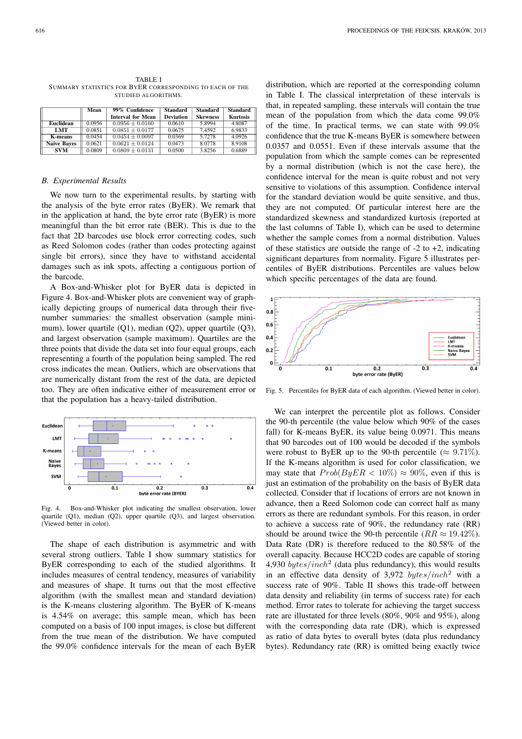TABLE I
SUMMARY STATISTICS FOR BYER CORRESPONDING TO EACH OF THE STUDIED ALGORITHMS.

| | Mean | 99% Confidence Interval for Mean | Standard Deviation | Standard Skewness | Standard Kurtosis |
|---|---|---|---|---|---|
| **Euclidean** | 0.0956 | $0.0956 \pm 0.0160$ | 0.0610 | 5.8994 | 4.8087 |
| **LMT** | 0.0851 | $0.0851 \pm 0.0177$ | 0.0675 | 7.4592 | 6.9833 |
| **K-means** | 0.0454 | $0.0454 \pm 0.0097$ | 0.0369 | 5.7278 | 4.0926 |
| **Naive Bayes** | 0.0621 | $0.0621 \pm 0.0124$ | 0.0473 | 8.0778 | 8.9108 |
| **SVM** | 0.0809 | $0.0809 \pm 0.0131$ | 0.0500 | 3.8256 | 0.6889 |

### B. Experimental Results

We now turn to the experimental results, by starting with the analysis of the byte error rates (ByER). We remark that in the application at hand, the byte error rate (ByER) is more meaningful than the bit error rate (BER). This is due to the fact that 2D barcodes use block error correcting codes, such as Reed Solomon codes (rather than codes protecting against single bit errors), since they have to withstand accidental damages such as ink spots, affecting a contiguous portion of the barcode.

A Box-and-Whisker plot for ByER data is depicted in Figure 4. Box-and-Whisker plots are convenient way of graphically depicting groups of numerical data through their five-number summaries: the smallest observation (sample minimum), lower quartile (Q1), median (Q2), upper quartile (Q3), and largest observation (sample maximum). Quartiles are the three points that divide the data set into four equal groups, each representing a fourth of the population being sampled. The red cross indicates the mean. Outliers, which are observations that are numerically distant from the rest of the data, are depicted too. They are often indicative either of measurement error or that the population has a heavy-tailed distribution.

Fig. 4. Box-and-Whisker plot indicating the smallest observation, lower quartile (Q1), median (Q2), upper quartile (Q3), and largest observation. (Viewed better in color).

The shape of each distribution is asymmetric and with several strong outliers. Table I show summary statistics for ByER corresponding to each of the studied algorithms. It includes measures of central tendency, measures of variability and measures of shape. It turns out that the most effective algorithm (with the smallest mean and standard deviation) is the K-means clustering algorithm. The ByER of K-means is 4.54% on average; this sample mean, which has been computed on a basis of 100 input images, is close but different from the true mean of the distribution. We have computed the 99.0% confidence intervals for the mean of each ByER distribution, which are reported at the corresponding column in Table I. The classical interpretation of these intervals is that, in repeated sampling, these intervals will contain the true mean of the population from which the data come 99.0% of the time. In practical terms, we can state with 99.0% confidence that the true K-means ByER is somewhere between 0.0357 and 0.0551. Even if these intervals assume that the population from which the sample comes can be represented by a normal distribution (which is not the case here), the confidence interval for the mean is quite robust and not very sensitive to violations of this assumption. Confidence interval for the standard deviation would be quite sensitive, and thus, they are not computed. Of particular interest here are the standardized skewness and standardized kurtosis (reported at the last columns of Table I), which can be used to determine whether the sample comes from a normal distribution. Values of these statistics are outside the range of -2 to +2, indicating significant departures from normality. Figure 5 illustrates percentiles of ByER distributions. Percentiles are values below which specific percentages of the data are found.

Fig. 5. Percentiles for ByER data of each algorithm. (Viewed better in color).

We can interpret the percentile plot as follows. Consider the 90-th percentile (the value below which 90% of the cases fall) for K-means ByER, its value being 0.0971. This means that 90 barcodes out of 100 would be decoded if the symbols were robust to ByER up to the 90-th percentile ($\approx$ 9.71%). If the K-means algorithm is used for color classification, we may state that $Prob(ByER < 10\%) \approx 90\%$, even if this is just an estimation of the probability on the basis of ByER data collected. Consider that if locations of errors are not known in advance, then a Reed Solomon code can correct half as many errors as there are redundant symbols. For this reason, in order to achieve a success rate of 90%, the redundancy rate (RR) should be around twice the 90-th percentile ($RR \approx 19.42\%$). Data Rate (DR) is therefore reduced to the 80.58% of the overall capacity. Because HCC2D codes are capable of storing 4,930 $bytes/inch^2$ (data plus redundancy), this would results in an effective data density of 3,972 $bytes/inch^2$ with a success rate of 90%. Table II shows this trade-off between data density and reliability (in terms of success rate) for each method. Error rates to tolerate for achieving the target success rate are illustrated for three levels (80%, 90% and 95%), along with the corresponding data rate (DR), which is expressed as ratio of data bytes to overall bytes (data plus redundancy bytes). Redundancy rate (RR) is omitted being exactly twice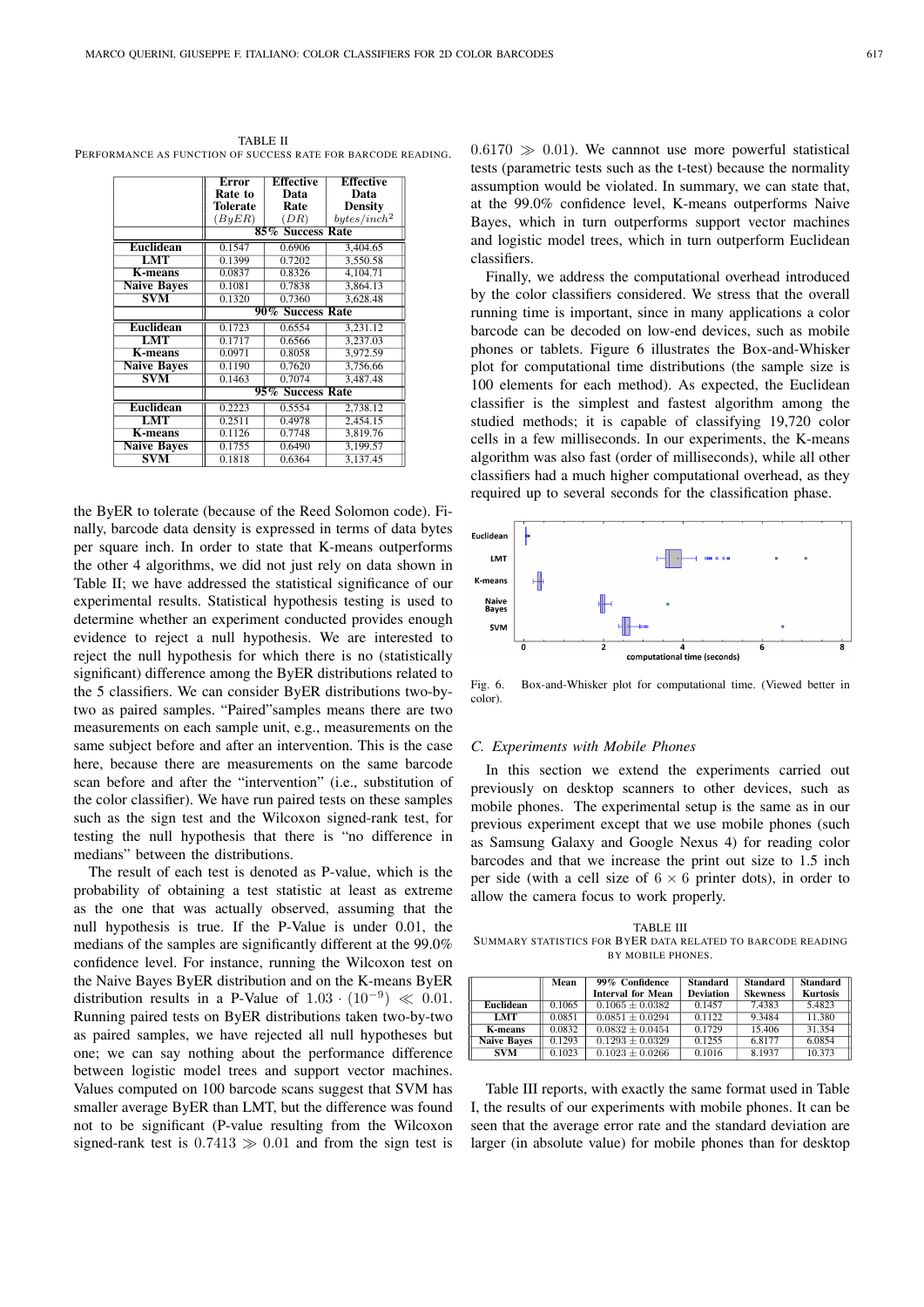TABLE II

PERFORMANCE AS FUNCTION OF SUCCESS RATE FOR BARCODE READING.

| | Error Rate to Tolerate ($ByER$) | Effective Data Rate ($DR$) | Effective Data Density $bytes/inch^2$ |
|---|---|---|---|
| | **85% Success Rate** | | |
| **Euclidean** | 0.1547 | 0.6906 | 3,404.65 |
| **LMT** | 0.1399 | 0.7202 | 3,550.58 |
| **K-means** | 0.0837 | 0.8326 | 4,104.71 |
| **Naive Bayes** | 0.1081 | 0.7838 | 3,864.13 |
| **SVM** | 0.1320 | 0.7360 | 3,628.48 |
| | **90% Success Rate** | | |
| **Euclidean** | 0.1723 | 0.6554 | 3,231.12 |
| **LMT** | 0.1717 | 0.6566 | 3,237.03 |
| **K-means** | 0.0971 | 0.8058 | 3,972.59 |
| **Naive Bayes** | 0.1190 | 0.7620 | 3,756.66 |
| **SVM** | 0.1463 | 0.7074 | 3,487.48 |
| | **95% Success Rate** | | |
| **Euclidean** | 0.2223 | 0.5554 | 2,738.12 |
| **LMT** | 0.2511 | 0.4978 | 2,454.15 |
| **K-means** | 0.1126 | 0.7748 | 3,819.76 |
| **Naive Bayes** | 0.1755 | 0.6490 | 3,199.57 |
| **SVM** | 0.1818 | 0.6364 | 3,137.45 |

the ByER to tolerate (because of the Reed Solomon code). Finally, barcode data density is expressed in terms of data bytes per square inch. In order to state that K-means outperforms the other 4 algorithms, we did not just rely on data shown in Table II; we have addressed the statistical significance of our experimental results. Statistical hypothesis testing is used to determine whether an experiment conducted provides enough evidence to reject a null hypothesis. We are interested to reject the null hypothesis for which there is no (statistically significant) difference among the ByER distributions related to the 5 classifiers. We can consider ByER distributions two-by-two as paired samples. "Paired"samples means there are two measurements on each sample unit, e.g., measurements on the same subject before and after an intervention. This is the case here, because there are measurements on the same barcode scan before and after the "intervention" (i.e., substitution of the color classifier). We have run paired tests on these samples such as the sign test and the Wilcoxon signed-rank test, for testing the null hypothesis that there is "no difference in medians" between the distributions.

The result of each test is denoted as P-value, which is the probability of obtaining a test statistic at least as extreme as the one that was actually observed, assuming that the null hypothesis is true. If the P-Value is under 0.01, the medians of the samples are significantly different at the 99.0% confidence level. For instance, running the Wilcoxon test on the Naive Bayes ByER distribution and on the K-means ByER distribution results in a P-Value of $1.03 \cdot (10^{-9}) \ll 0.01$. Running paired tests on ByER distributions taken two-by-two as paired samples, we have rejected all null hypotheses but one; we can say nothing about the performance difference between logistic model trees and support vector machines. Values computed on 100 barcode scans suggest that SVM has smaller average ByER than LMT, but the difference was found not to be significant (P-value resulting from the Wilcoxon signed-rank test is $0.7413 \gg 0.01$ and from the sign test is $0.6170 \gg 0.01$). We cannnot use more powerful statistical tests (parametric tests such as the t-test) because the normality assumption would be violated. In summary, we can state that, at the 99.0% confidence level, K-means outperforms Naive Bayes, which in turn outperforms support vector machines and logistic model trees, which in turn outperform Euclidean classifiers.

Finally, we address the computational overhead introduced by the color classifiers considered. We stress that the overall running time is important, since in many applications a color barcode can be decoded on low-end devices, such as mobile phones or tablets. Figure 6 illustrates the Box-and-Whisker plot for computational time distributions (the sample size is 100 elements for each method). As expected, the Euclidean classifier is the simplest and fastest algorithm among the studied methods; it is capable of classifying 19,720 color cells in a few milliseconds. In our experiments, the K-means algorithm was also fast (order of milliseconds), while all other classifiers had a much higher computational overhead, as they required up to several seconds for the classification phase.

Fig. 6. Box-and-Whisker plot for computational time. (Viewed better in color).

### C. Experiments with Mobile Phones

In this section we extend the experiments carried out previously on desktop scanners to other devices, such as mobile phones. The experimental setup is the same as in our previous experiment except that we use mobile phones (such as Samsung Galaxy and Google Nexus 4) for reading color barcodes and that we increase the print out size to 1.5 inch per side (with a cell size of $6 \times 6$ printer dots), in order to allow the camera focus to work properly.

TABLE III

SUMMARY STATISTICS FOR BYER DATA RELATED TO BARCODE READING BY MOBILE PHONES.

| | Mean | 99% Confidence Interval for Mean | Standard Deviation | Standard Skewness | Standard Kurtosis |
|---|---|---|---|---|---|
| **Euclidean** | 0.1065 | $0.1065 \pm 0.0382$ | 0.1457 | 7.4383 | 5.4823 |
| **LMT** | 0.0851 | $0.0851 \pm 0.0294$ | 0.1122 | 9.3484 | 11.380 |
| **K-means** | 0.0832 | $0.0832 \pm 0.0454$ | 0.1729 | 15.406 | 31.354 |
| **Naive Bayes** | 0.1293 | $0.1293 \pm 0.0329$ | 0.1255 | 6.8177 | 6.0854 |
| **SVM** | 0.1023 | $0.1023 \pm 0.0266$ | 0.1016 | 8.1937 | 10.373 |

Table III reports, with exactly the same format used in Table I, the results of our experiments with mobile phones. It can be seen that the average error rate and the standard deviation are larger (in absolute value) for mobile phones than for desktop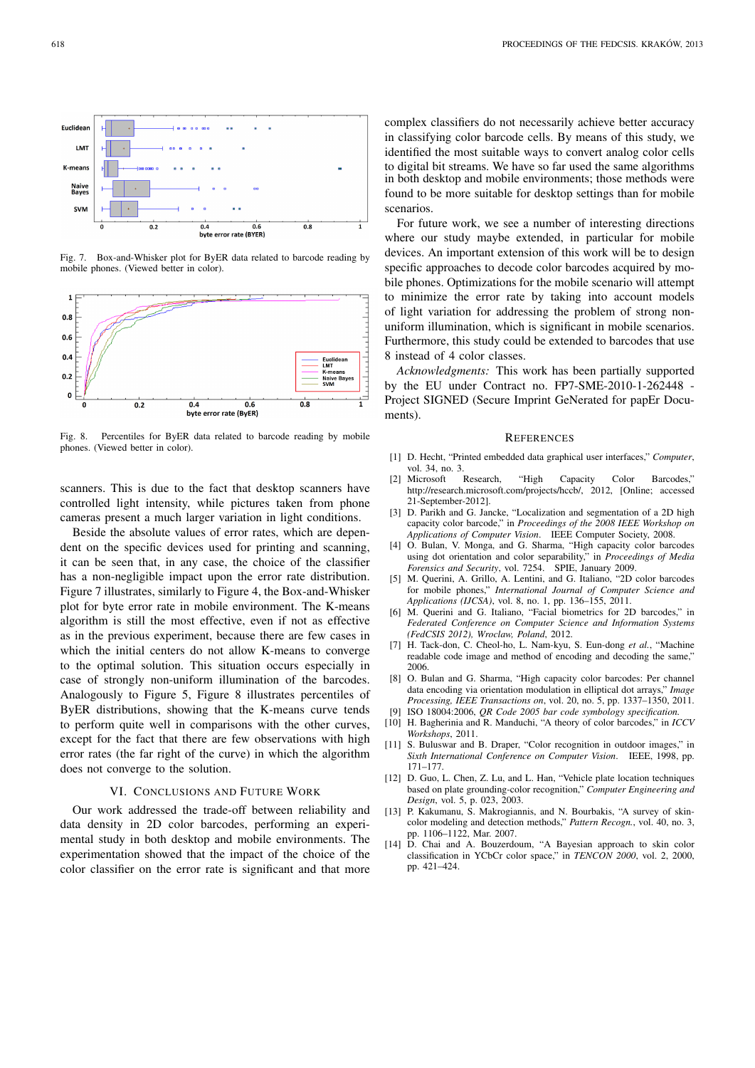Euclidean
LMT
K-means
Naive Bayes
SVM
0
0.2
0.4
0.6
0.8
1
byte error rate (BYER)

Fig. 7. Box-and-Whisker plot for ByER data related to barcode reading by mobile phones. (Viewed better in color).

1
0.8
0.6
0.4
0.2
0
0
0.2
0.4
0.6
0.8
1
byte error rate (ByER)
Euclidean
LMT
K-means
Naive Bayes
SVM

Fig. 8. Percentiles for ByER data related to barcode reading by mobile phones. (Viewed better in color).

scanners. This is due to the fact that desktop scanners have controlled light intensity, while pictures taken from phone cameras present a much larger variation in light conditions.

Beside the absolute values of error rates, which are dependent on the specific devices used for printing and scanning, it can be seen that, in any case, the choice of the classifier has a non-negligible impact upon the error rate distribution. Figure 7 illustrates, similarly to Figure 4, the Box-and-Whisker plot for byte error rate in mobile environment. The K-means algorithm is still the most effective, even if not as effective as in the previous experiment, because there are few cases in which the initial centers do not allow K-means to converge to the optimal solution. This situation occurs especially in case of strongly non-uniform illumination of the barcodes. Analogously to Figure 5, Figure 8 illustrates percentiles of ByER distributions, showing that the K-means curve tends to perform quite well in comparisons with the other curves, except for the fact that there are few observations with high error rates (the far right of the curve) in which the algorithm does not converge to the solution.

## VI. Conclusions and Future Work

Our work addressed the trade-off between reliability and data density in 2D color barcodes, performing an experimental study in both desktop and mobile environments. The experimentation showed that the impact of the choice of the color classifier on the error rate is significant and that more complex classifiers do not necessarily achieve better accuracy in classifying color barcode cells. By means of this study, we identified the most suitable ways to convert analog color cells to digital bit streams. We have so far used the same algorithms in both desktop and mobile environments; those methods were found to be more suitable for desktop settings than for mobile scenarios.

For future work, we see a number of interesting directions where our study maybe extended, in particular for mobile devices. An important extension of this work will be to design specific approaches to decode color barcodes acquired by mobile phones. Optimizations for the mobile scenario will attempt to minimize the error rate by taking into account models of light variation for addressing the problem of strong non-uniform illumination, which is significant in mobile scenarios. Furthermore, this study could be extended to barcodes that use 8 instead of 4 color classes.

*Acknowledgments:* This work has been partially supported by the EU under Contract no. FP7-SME-2010-1-262448 - Project SIGNED (Secure Imprint GeNerated for papEr Documents).

## References

[1] D. Hecht, "Printed embedded data graphical user interfaces," *Computer*, vol. 34, no. 3.

[2] Microsoft Research, "High Capacity Color Barcodes," http://research.microsoft.com/projects/hccb/, 2012, [Online; accessed 21-September-2012].

[3] D. Parikh and G. Jancke, "Localization and segmentation of a 2D high capacity color barcode," in *Proceedings of the 2008 IEEE Workshop on Applications of Computer Vision*. IEEE Computer Society, 2008.

[4] O. Bulan, V. Monga, and G. Sharma, "High capacity color barcodes using dot orientation and color separability," in *Proceedings of Media Forensics and Security*, vol. 7254. SPIE, January 2009.

[5] M. Querini, A. Grillo, A. Lentini, and G. Italiano, "2D color barcodes for mobile phones," *International Journal of Computer Science and Applications (IJCSA)*, vol. 8, no. 1, pp. 136–155, 2011.

[6] M. Querini and G. Italiano, "Facial biometrics for 2D barcodes," in *Federated Conference on Computer Science and Information Systems (FedCSIS 2012), Wroclaw, Poland*, 2012.

[7] H. Tack-don, C. Cheol-ho, L. Nam-kyu, S. Eun-dong *et al.*, "Machine readable code image and method of encoding and decoding the same," 2006.

[8] O. Bulan and G. Sharma, "High capacity color barcodes: Per channel data encoding via orientation modulation in elliptical dot arrays," *Image Processing, IEEE Transactions on*, vol. 20, no. 5, pp. 1337–1350, 2011.

[9] ISO 18004:2006, *QR Code 2005 bar code symbology specification*.

[10] H. Bagherinia and R. Manduchi, "A theory of color barcodes," in *ICCV Workshops*, 2011.

[11] S. Buluswar and B. Draper, "Color recognition in outdoor images," in *Sixth International Conference on Computer Vision*. IEEE, 1998, pp. 171–177.

[12] D. Guo, L. Chen, Z. Lu, and L. Han, "Vehicle plate location techniques based on plate grounding-color recognition," *Computer Engineering and Design*, vol. 5, p. 023, 2003.

[13] P. Kakumanu, S. Makrogiannis, and N. Bourbakis, "A survey of skin-color modeling and detection methods," *Pattern Recogn.*, vol. 40, no. 3, pp. 1106–1122, Mar. 2007.

[14] D. Chai and A. Bouzerdoum, "A Bayesian approach to skin color classification in YCbCr color space," in *TENCON 2000*, vol. 2, 2000, pp. 421–424.